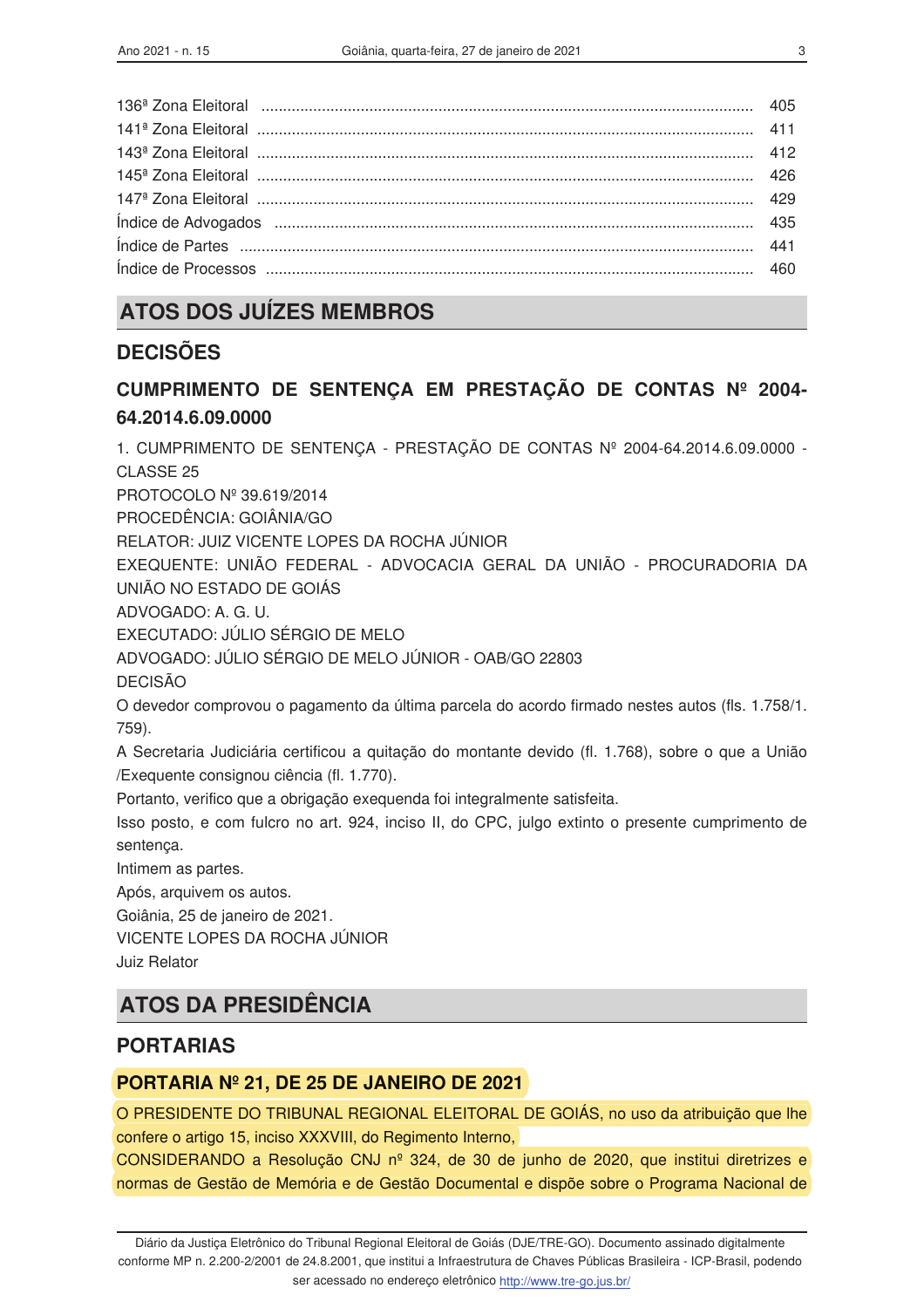| | |
|---|---|
| 136ª Zona Eleitoral | 405 |
| 141ª Zona Eleitoral | 411 |
| 143ª Zona Eleitoral | 412 |
| 145ª Zona Eleitoral | 426 |
| 147ª Zona Eleitoral | 429 |
| Índice de Advogados | 435 |
| Índice de Partes | 441 |
| Índice de Processos | 460 |

# ATOS DOS JUÍZES MEMBROS

## DECISÕES

### CUMPRIMENTO DE SENTENÇA EM PRESTAÇÃO DE CONTAS Nº 2004-64.2014.6.09.0000

1. CUMPRIMENTO DE SENTENÇA - PRESTAÇÃO DE CONTAS Nº 2004-64.2014.6.09.0000 - CLASSE 25

PROTOCOLO Nº 39.619/2014

PROCEDÊNCIA: GOIÂNIA/GO

RELATOR: JUIZ VICENTE LOPES DA ROCHA JÚNIOR

EXEQUENTE: UNIÃO FEDERAL - ADVOCACIA GERAL DA UNIÃO - PROCURADORIA DA UNIÃO NO ESTADO DE GOIÁS

ADVOGADO: A. G. U.

EXECUTADO: JÚLIO SÉRGIO DE MELO

ADVOGADO: JÚLIO SÉRGIO DE MELO JÚNIOR - OAB/GO 22803

DECISÃO

O devedor comprovou o pagamento da última parcela do acordo firmado nestes autos (fls. 1.758/1.759).

A Secretaria Judiciária certificou a quitação do montante devido (fl. 1.768), sobre o que a União /Exequente consignou ciência (fl. 1.770).

Portanto, verifico que a obrigação exequenda foi integralmente satisfeita.

Isso posto, e com fulcro no art. 924, inciso II, do CPC, julgo extinto o presente cumprimento de sentença.

Intimem as partes.

Após, arquivem os autos.

Goiânia, 25 de janeiro de 2021.

VICENTE LOPES DA ROCHA JÚNIOR

Juiz Relator

# ATOS DA PRESIDÊNCIA

## PORTARIAS

### PORTARIA Nº 21, DE 25 DE JANEIRO DE 2021

O PRESIDENTE DO TRIBUNAL REGIONAL ELEITORAL DE GOIÁS, no uso da atribuição que lhe confere o artigo 15, inciso XXXVIII, do Regimento Interno,

CONSIDERANDO a Resolução CNJ nº 324, de 30 de junho de 2020, que institui diretrizes e normas de Gestão de Memória e de Gestão Documental e dispõe sobre o Programa Nacional de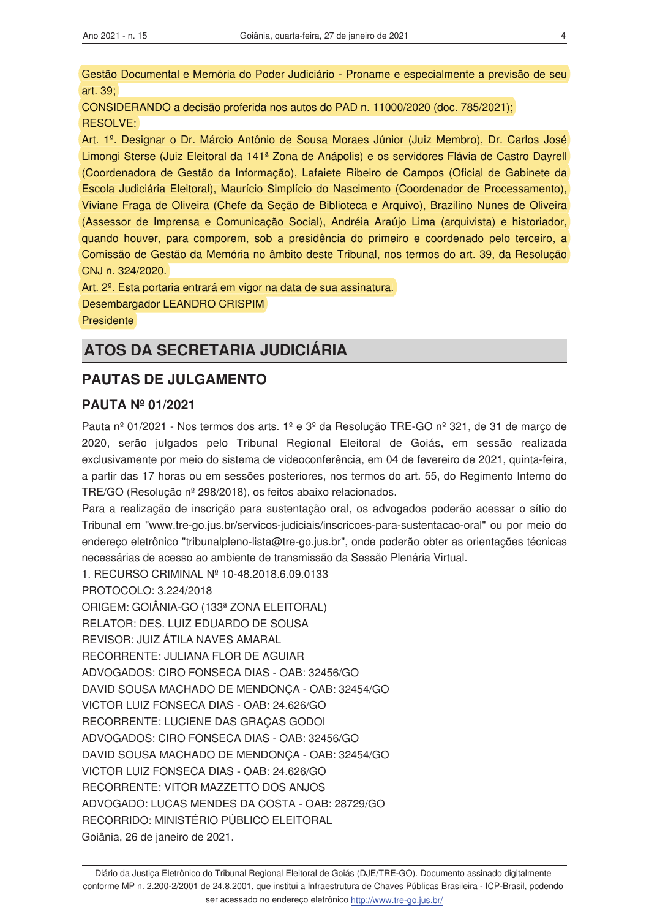Gestão Documental e Memória do Poder Judiciário - Proname e especialmente a previsão de seu art. 39;

CONSIDERANDO a decisão proferida nos autos do PAD n. 11000/2020 (doc. 785/2021);

RESOLVE:

Art. 1º. Designar o Dr. Márcio Antônio de Sousa Moraes Júnior (Juiz Membro), Dr. Carlos José Limongi Sterse (Juiz Eleitoral da 141ª Zona de Anápolis) e os servidores Flávia de Castro Dayrell (Coordenadora de Gestão da Informação), Lafaiete Ribeiro de Campos (Oficial de Gabinete da Escola Judiciária Eleitoral), Maurício Simplício do Nascimento (Coordenador de Processamento), Viviane Fraga de Oliveira (Chefe da Seção de Biblioteca e Arquivo), Brazilino Nunes de Oliveira (Assessor de Imprensa e Comunicação Social), Andréia Araújo Lima (arquivista) e historiador, quando houver, para comporem, sob a presidência do primeiro e coordenado pelo terceiro, a Comissão de Gestão da Memória no âmbito deste Tribunal, nos termos do art. 39, da Resolução CNJ n. 324/2020.

Art. 2º. Esta portaria entrará em vigor na data de sua assinatura.

Desembargador LEANDRO CRISPIM

Presidente

# ATOS DA SECRETARIA JUDICIÁRIA

## PAUTAS DE JULGAMENTO

### PAUTA Nº 01/2021

Pauta nº 01/2021 - Nos termos dos arts. 1º e 3º da Resolução TRE-GO nº 321, de 31 de março de 2020, serão julgados pelo Tribunal Regional Eleitoral de Goiás, em sessão realizada exclusivamente por meio do sistema de videoconferência, em 04 de fevereiro de 2021, quinta-feira, a partir das 17 horas ou em sessões posteriores, nos termos do art. 55, do Regimento Interno do TRE/GO (Resolução nº 298/2018), os feitos abaixo relacionados.

Para a realização de inscrição para sustentação oral, os advogados poderão acessar o sítio do Tribunal em "www.tre-go.jus.br/servicos-judiciais/inscricoes-para-sustentacao-oral" ou por meio do endereço eletrônico "tribunalpleno-lista@tre-go.jus.br", onde poderão obter as orientações técnicas necessárias de acesso ao ambiente de transmissão da Sessão Plenária Virtual.

1. RECURSO CRIMINAL Nº 10-48.2018.6.09.0133

PROTOCOLO: 3.224/2018

ORIGEM: GOIÂNIA-GO (133ª ZONA ELEITORAL)

RELATOR: DES. LUIZ EDUARDO DE SOUSA

REVISOR: JUIZ ÁTILA NAVES AMARAL

RECORRENTE: JULIANA FLOR DE AGUIAR

ADVOGADOS: CIRO FONSECA DIAS - OAB: 32456/GO

DAVID SOUSA MACHADO DE MENDONÇA - OAB: 32454/GO

VICTOR LUIZ FONSECA DIAS - OAB: 24.626/GO

RECORRENTE: LUCIENE DAS GRAÇAS GODOI

ADVOGADOS: CIRO FONSECA DIAS - OAB: 32456/GO

DAVID SOUSA MACHADO DE MENDONÇA - OAB: 32454/GO

VICTOR LUIZ FONSECA DIAS - OAB: 24.626/GO

RECORRENTE: VITOR MAZZETTO DOS ANJOS

ADVOGADO: LUCAS MENDES DA COSTA - OAB: 28729/GO

RECORRIDO: MINISTÉRIO PÚBLICO ELEITORAL

Goiânia, 26 de janeiro de 2021.